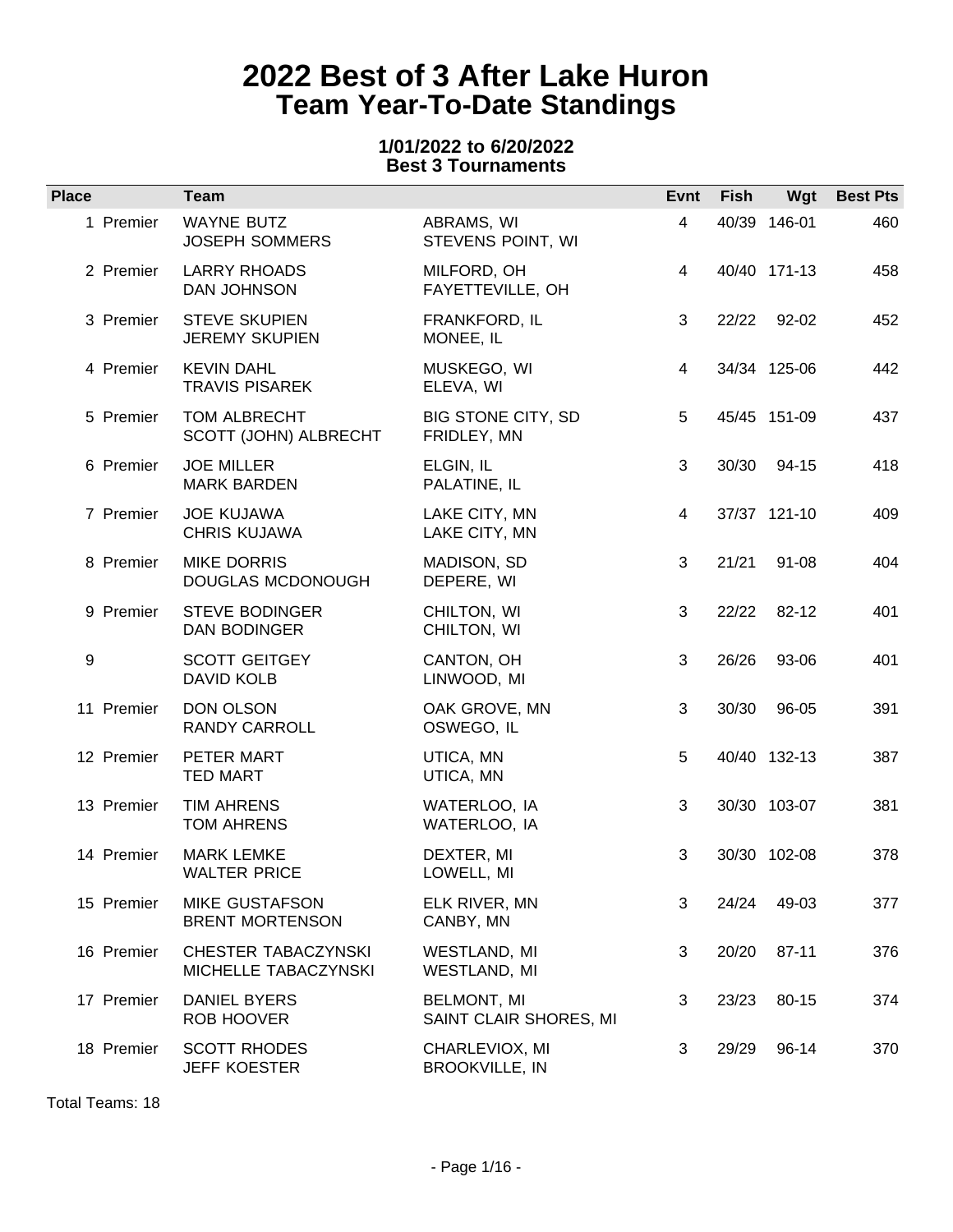# 2022 Best of 3 After Lake Huron
## Team Year-To-Date Standings

### 1/01/2022 to 6/20/2022
### Best 3 Tournaments

| Place | | Team | | Evnt | Fish | Wgt | Best Pts |
|---|---|---|---|---|---|---|---|
| 1 | Premier | WAYNE BUTZ<br>JOSEPH SOMMERS | ABRAMS, WI<br>STEVENS POINT, WI | 4 | 40/39 | 146-01 | 460 |
| 2 | Premier | LARRY RHOADS<br>DAN JOHNSON | MILFORD, OH<br>FAYETTEVILLE, OH | 4 | 40/40 | 171-13 | 458 |
| 3 | Premier | STEVE SKUPIEN<br>JEREMY SKUPIEN | FRANKFORD, IL<br>MONEE, IL | 3 | 22/22 | 92-02 | 452 |
| 4 | Premier | KEVIN DAHL<br>TRAVIS PISAREK | MUSKEGO, WI<br>ELEVA, WI | 4 | 34/34 | 125-06 | 442 |
| 5 | Premier | TOM ALBRECHT<br>SCOTT (JOHN) ALBRECHT | BIG STONE CITY, SD<br>FRIDLEY, MN | 5 | 45/45 | 151-09 | 437 |
| 6 | Premier | JOE MILLER<br>MARK BARDEN | ELGIN, IL<br>PALATINE, IL | 3 | 30/30 | 94-15 | 418 |
| 7 | Premier | JOE KUJAWA<br>CHRIS KUJAWA | LAKE CITY, MN<br>LAKE CITY, MN | 4 | 37/37 | 121-10 | 409 |
| 8 | Premier | MIKE DORRIS<br>DOUGLAS MCDONOUGH | MADISON, SD<br>DEPERE, WI | 3 | 21/21 | 91-08 | 404 |
| 9 | Premier | STEVE BODINGER<br>DAN BODINGER | CHILTON, WI<br>CHILTON, WI | 3 | 22/22 | 82-12 | 401 |
| 9 | | SCOTT GEITGEY<br>DAVID KOLB | CANTON, OH<br>LINWOOD, MI | 3 | 26/26 | 93-06 | 401 |
| 11 | Premier | DON OLSON<br>RANDY CARROLL | OAK GROVE, MN<br>OSWEGO, IL | 3 | 30/30 | 96-05 | 391 |
| 12 | Premier | PETER MART<br>TED MART | UTICA, MN<br>UTICA, MN | 5 | 40/40 | 132-13 | 387 |
| 13 | Premier | TIM AHRENS<br>TOM AHRENS | WATERLOO, IA<br>WATERLOO, IA | 3 | 30/30 | 103-07 | 381 |
| 14 | Premier | MARK LEMKE<br>WALTER PRICE | DEXTER, MI<br>LOWELL, MI | 3 | 30/30 | 102-08 | 378 |
| 15 | Premier | MIKE GUSTAFSON<br>BRENT MORTENSON | ELK RIVER, MN<br>CANBY, MN | 3 | 24/24 | 49-03 | 377 |
| 16 | Premier | CHESTER TABACZYNSKI<br>MICHELLE TABACZYNSKI | WESTLAND, MI<br>WESTLAND, MI | 3 | 20/20 | 87-11 | 376 |
| 17 | Premier | DANIEL BYERS<br>ROB HOOVER | BELMONT, MI<br>SAINT CLAIR SHORES, MI | 3 | 23/23 | 80-15 | 374 |
| 18 | Premier | SCOTT RHODES<br>JEFF KOESTER | CHARLEVIOX, MI<br>BROOKVILLE, IN | 3 | 29/29 | 96-14 | 370 |

Total Teams: 18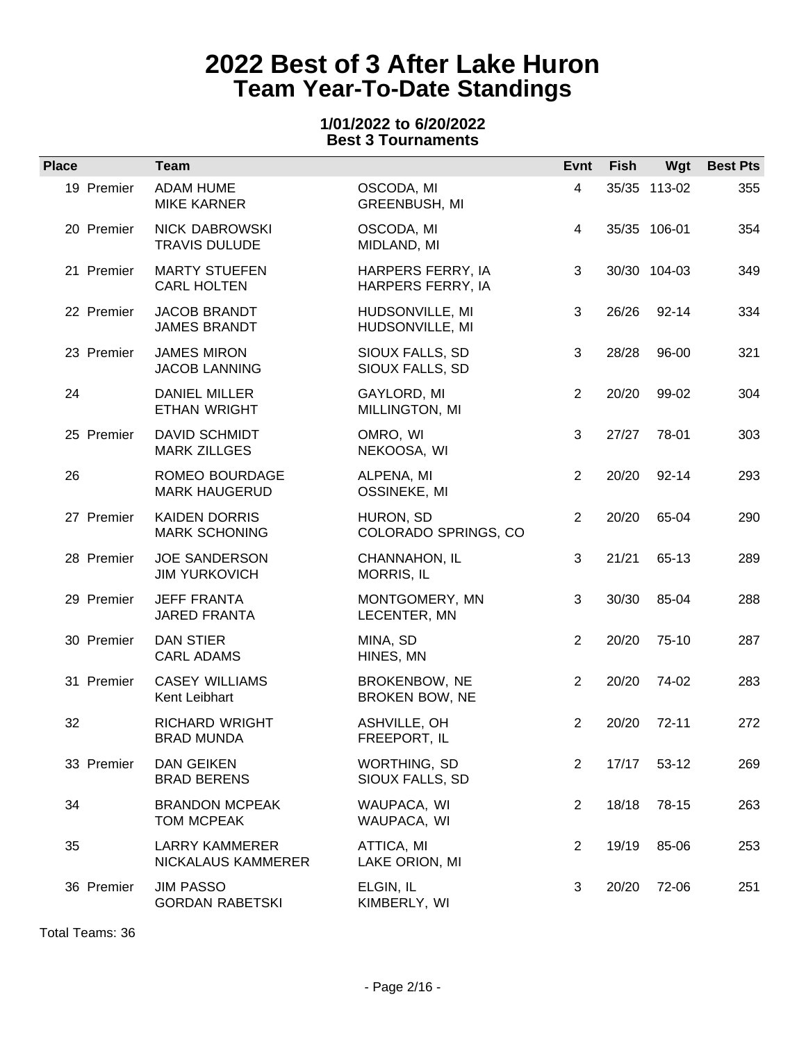# 2022 Best of 3 After Lake Huron
# Team Year-To-Date Standings

### 1/01/2022 to 6/20/2022
### Best 3 Tournaments

| Place | Team | | Evnt | Fish | Wgt | Best Pts |
|---|---|---|---|---|---|---|
| 19 Premier | ADAM HUME<br>MIKE KARNER | OSCODA, MI<br>GREENBUSH, MI | 4 | 35/35 | 113-02 | 355 |
| 20 Premier | NICK DABROWSKI<br>TRAVIS DULUDE | OSCODA, MI<br>MIDLAND, MI | 4 | 35/35 | 106-01 | 354 |
| 21 Premier | MARTY STUEFEN<br>CARL HOLTEN | HARPERS FERRY, IA<br>HARPERS FERRY, IA | 3 | 30/30 | 104-03 | 349 |
| 22 Premier | JACOB BRANDT<br>JAMES BRANDT | HUDSONVILLE, MI<br>HUDSONVILLE, MI | 3 | 26/26 | 92-14 | 334 |
| 23 Premier | JAMES MIRON<br>JACOB LANNING | SIOUX FALLS, SD<br>SIOUX FALLS, SD | 3 | 28/28 | 96-00 | 321 |
| 24 | DANIEL MILLER<br>ETHAN WRIGHT | GAYLORD, MI<br>MILLINGTON, MI | 2 | 20/20 | 99-02 | 304 |
| 25 Premier | DAVID SCHMIDT<br>MARK ZILLGES | OMRO, WI<br>NEKOOSA, WI | 3 | 27/27 | 78-01 | 303 |
| 26 | ROMEO BOURDAGE<br>MARK HAUGERUD | ALPENA, MI<br>OSSINEKE, MI | 2 | 20/20 | 92-14 | 293 |
| 27 Premier | KAIDEN DORRIS<br>MARK SCHONING | HURON, SD<br>COLORADO SPRINGS, CO | 2 | 20/20 | 65-04 | 290 |
| 28 Premier | JOE SANDERSON<br>JIM YURKOVICH | CHANNAHON, IL<br>MORRIS, IL | 3 | 21/21 | 65-13 | 289 |
| 29 Premier | JEFF FRANTA<br>JARED FRANTA | MONTGOMERY, MN<br>LECENTER, MN | 3 | 30/30 | 85-04 | 288 |
| 30 Premier | DAN STIER<br>CARL ADAMS | MINA, SD<br>HINES, MN | 2 | 20/20 | 75-10 | 287 |
| 31 Premier | CASEY WILLIAMS<br>Kent Leibhart | BROKENBOW, NE<br>BROKEN BOW, NE | 2 | 20/20 | 74-02 | 283 |
| 32 | RICHARD WRIGHT<br>BRAD MUNDA | ASHVILLE, OH<br>FREEPORT, IL | 2 | 20/20 | 72-11 | 272 |
| 33 Premier | DAN GEIKEN<br>BRAD BERENS | WORTHING, SD<br>SIOUX FALLS, SD | 2 | 17/17 | 53-12 | 269 |
| 34 | BRANDON MCPEAK<br>TOM MCPEAK | WAUPACA, WI<br>WAUPACA, WI | 2 | 18/18 | 78-15 | 263 |
| 35 | LARRY KAMMERER<br>NICKALAUS KAMMERER | ATTICA, MI<br>LAKE ORION, MI | 2 | 19/19 | 85-06 | 253 |
| 36 Premier | JIM PASSO<br>GORDAN RABETSKI | ELGIN, IL<br>KIMBERLY, WI | 3 | 20/20 | 72-06 | 251 |

Total Teams: 36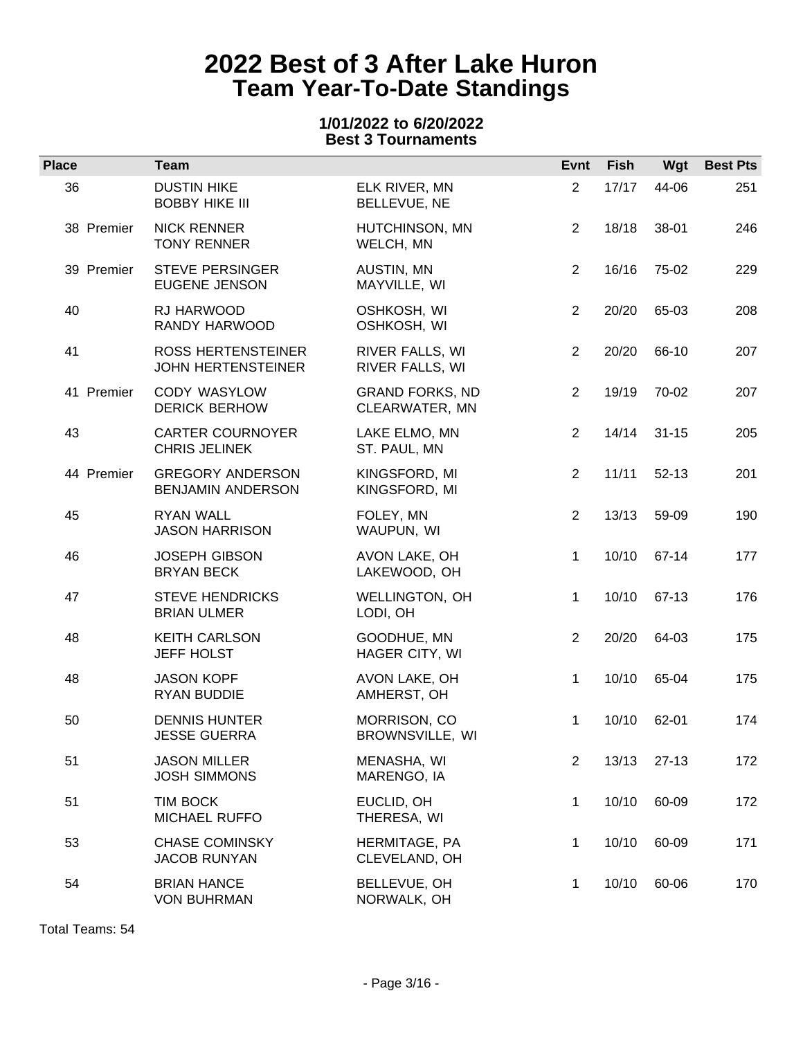# 2022 Best of 3 After Lake Huron
## Team Year-To-Date Standings

**1/01/2022 to 6/20/2022**
**Best 3 Tournaments**

| Place | Team | | Evnt | Fish | Wgt | Best Pts |
|---|---|---|---|---|---|---|
| 36 | DUSTIN HIKE<br>BOBBY HIKE III | ELK RIVER, MN<br>BELLEVUE, NE | 2 | 17/17 | 44-06 | 251 |
| 38 Premier | NICK RENNER<br>TONY RENNER | HUTCHINSON, MN<br>WELCH, MN | 2 | 18/18 | 38-01 | 246 |
| 39 Premier | STEVE PERSINGER<br>EUGENE JENSON | AUSTIN, MN<br>MAYVILLE, WI | 2 | 16/16 | 75-02 | 229 |
| 40 | RJ HARWOOD<br>RANDY HARWOOD | OSHKOSH, WI<br>OSHKOSH, WI | 2 | 20/20 | 65-03 | 208 |
| 41 | ROSS HERTENSTEINER<br>JOHN HERTENSTEINER | RIVER FALLS, WI<br>RIVER FALLS, WI | 2 | 20/20 | 66-10 | 207 |
| 41 Premier | CODY WASYLOW<br>DERICK BERHOW | GRAND FORKS, ND<br>CLEARWATER, MN | 2 | 19/19 | 70-02 | 207 |
| 43 | CARTER COURNOYER<br>CHRIS JELINEK | LAKE ELMO, MN<br>ST. PAUL, MN | 2 | 14/14 | 31-15 | 205 |
| 44 Premier | GREGORY ANDERSON<br>BENJAMIN ANDERSON | KINGSFORD, MI<br>KINGSFORD, MI | 2 | 11/11 | 52-13 | 201 |
| 45 | RYAN WALL<br>JASON HARRISON | FOLEY, MN<br>WAUPUN, WI | 2 | 13/13 | 59-09 | 190 |
| 46 | JOSEPH GIBSON<br>BRYAN BECK | AVON LAKE, OH<br>LAKEWOOD, OH | 1 | 10/10 | 67-14 | 177 |
| 47 | STEVE HENDRICKS<br>BRIAN ULMER | WELLINGTON, OH<br>LODI, OH | 1 | 10/10 | 67-13 | 176 |
| 48 | KEITH CARLSON<br>JEFF HOLST | GOODHUE, MN<br>HAGER CITY, WI | 2 | 20/20 | 64-03 | 175 |
| 48 | JASON KOPF<br>RYAN BUDDIE | AVON LAKE, OH<br>AMHERST, OH | 1 | 10/10 | 65-04 | 175 |
| 50 | DENNIS HUNTER<br>JESSE GUERRA | MORRISON, CO<br>BROWNSVILLE, WI | 1 | 10/10 | 62-01 | 174 |
| 51 | JASON MILLER<br>JOSH SIMMONS | MENASHA, WI<br>MARENGO, IA | 2 | 13/13 | 27-13 | 172 |
| 51 | TIM BOCK<br>MICHAEL RUFFO | EUCLID, OH<br>THERESA, WI | 1 | 10/10 | 60-09 | 172 |
| 53 | CHASE COMINSKY<br>JACOB RUNYAN | HERMITAGE, PA<br>CLEVELAND, OH | 1 | 10/10 | 60-09 | 171 |
| 54 | BRIAN HANCE<br>VON BUHRMAN | BELLEVUE, OH<br>NORWALK, OH | 1 | 10/10 | 60-06 | 170 |

Total Teams: 54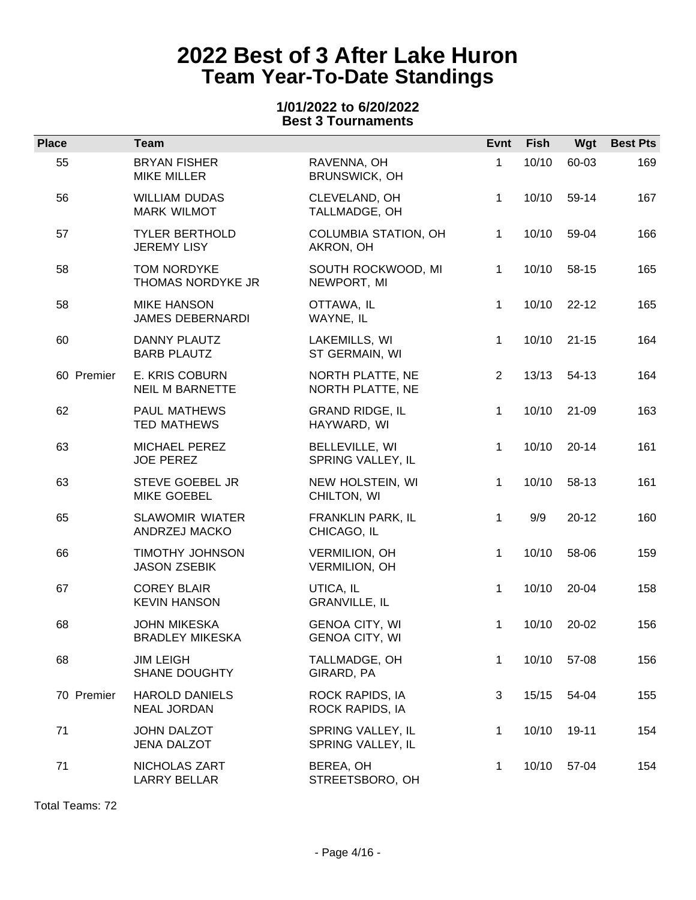# 2022 Best of 3 After Lake Huron
## Team Year-To-Date Standings

**1/01/2022 to 6/20/2022**
**Best 3 Tournaments**

| Place | Team | | Evnt | Fish | Wgt | Best Pts |
|---|---|---|---|---|---|---|
| 55 | BRYAN FISHER<br>MIKE MILLER | RAVENNA, OH<br>BRUNSWICK, OH | 1 | 10/10 | 60-03 | 169 |
| 56 | WILLIAM DUDAS<br>MARK WILMOT | CLEVELAND, OH<br>TALLMADGE, OH | 1 | 10/10 | 59-14 | 167 |
| 57 | TYLER BERTHOLD<br>JEREMY LISY | COLUMBIA STATION, OH<br>AKRON, OH | 1 | 10/10 | 59-04 | 166 |
| 58 | TOM NORDYKE<br>THOMAS NORDYKE JR | SOUTH ROCKWOOD, MI<br>NEWPORT, MI | 1 | 10/10 | 58-15 | 165 |
| 58 | MIKE HANSON<br>JAMES DEBERNARDI | OTTAWA, IL<br>WAYNE, IL | 1 | 10/10 | 22-12 | 165 |
| 60 | DANNY PLAUTZ<br>BARB PLAUTZ | LAKEMILLS, WI<br>ST GERMAIN, WI | 1 | 10/10 | 21-15 | 164 |
| 60 Premier | E. KRIS COBURN<br>NEIL M BARNETTE | NORTH PLATTE, NE<br>NORTH PLATTE, NE | 2 | 13/13 | 54-13 | 164 |
| 62 | PAUL MATHEWS<br>TED MATHEWS | GRAND RIDGE, IL<br>HAYWARD, WI | 1 | 10/10 | 21-09 | 163 |
| 63 | MICHAEL PEREZ<br>JOE PEREZ | BELLEVILLE, WI<br>SPRING VALLEY, IL | 1 | 10/10 | 20-14 | 161 |
| 63 | STEVE GOEBEL JR<br>MIKE GOEBEL | NEW HOLSTEIN, WI<br>CHILTON, WI | 1 | 10/10 | 58-13 | 161 |
| 65 | SLAWOMIR WIATER<br>ANDRZEJ MACKO | FRANKLIN PARK, IL<br>CHICAGO, IL | 1 | 9/9 | 20-12 | 160 |
| 66 | TIMOTHY JOHNSON<br>JASON ZSEBIK | VERMILION, OH<br>VERMILION, OH | 1 | 10/10 | 58-06 | 159 |
| 67 | COREY BLAIR<br>KEVIN HANSON | UTICA, IL<br>GRANVILLE, IL | 1 | 10/10 | 20-04 | 158 |
| 68 | JOHN MIKESKA<br>BRADLEY MIKESKA | GENOA CITY, WI<br>GENOA CITY, WI | 1 | 10/10 | 20-02 | 156 |
| 68 | JIM LEIGH<br>SHANE DOUGHTY | TALLMADGE, OH<br>GIRARD, PA | 1 | 10/10 | 57-08 | 156 |
| 70 Premier | HAROLD DANIELS<br>NEAL JORDAN | ROCK RAPIDS, IA<br>ROCK RAPIDS, IA | 3 | 15/15 | 54-04 | 155 |
| 71 | JOHN DALZOT<br>JENA DALZOT | SPRING VALLEY, IL<br>SPRING VALLEY, IL | 1 | 10/10 | 19-11 | 154 |
| 71 | NICHOLAS ZART<br>LARRY BELLAR | BEREA, OH<br>STREETSBORO, OH | 1 | 10/10 | 57-04 | 154 |

Total Teams: 72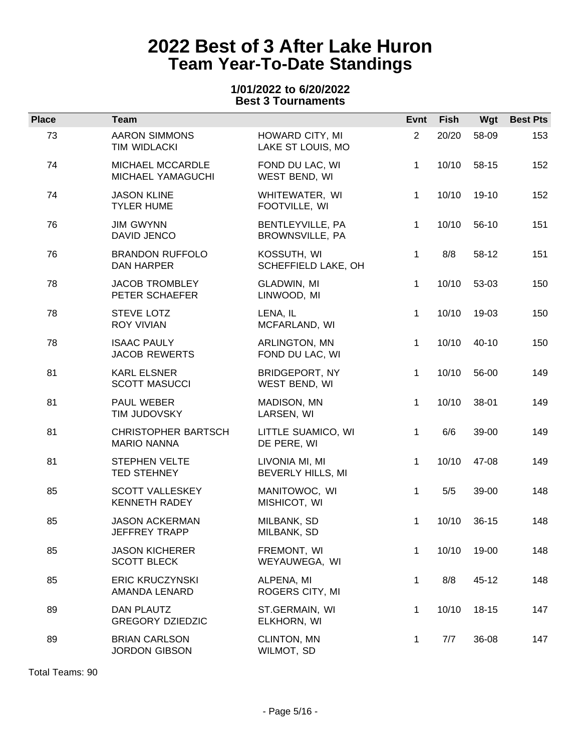# 2022 Best of 3 After Lake Huron
## Team Year-To-Date Standings

**1/01/2022 to 6/20/2022**
**Best 3 Tournaments**

| Place | Team | | Evnt | Fish | Wgt | Best Pts |
|---|---|---|---|---|---|---|
| 73 | AARON SIMMONS<br>TIM WIDLACKI | HOWARD CITY, MI<br>LAKE ST LOUIS, MO | 2 | 20/20 | 58-09 | 153 |
| 74 | MICHAEL MCCARDLE<br>MICHAEL YAMAGUCHI | FOND DU LAC, WI<br>WEST BEND, WI | 1 | 10/10 | 58-15 | 152 |
| 74 | JASON KLINE<br>TYLER HUME | WHITEWATER, WI<br>FOOTVILLE, WI | 1 | 10/10 | 19-10 | 152 |
| 76 | JIM GWYNN<br>DAVID JENCO | BENTLEYVILLE, PA<br>BROWNSVILLE, PA | 1 | 10/10 | 56-10 | 151 |
| 76 | BRANDON RUFFOLO<br>DAN HARPER | KOSSUTH, WI<br>SCHEFFIELD LAKE, OH | 1 | 8/8 | 58-12 | 151 |
| 78 | JACOB TROMBLEY<br>PETER SCHAEFER | GLADWIN, MI<br>LINWOOD, MI | 1 | 10/10 | 53-03 | 150 |
| 78 | STEVE LOTZ<br>ROY VIVIAN | LENA, IL<br>MCFARLAND, WI | 1 | 10/10 | 19-03 | 150 |
| 78 | ISAAC PAULY<br>JACOB REWERTS | ARLINGTON, MN<br>FOND DU LAC, WI | 1 | 10/10 | 40-10 | 150 |
| 81 | KARL ELSNER<br>SCOTT MASUCCI | BRIDGEPORT, NY<br>WEST BEND, WI | 1 | 10/10 | 56-00 | 149 |
| 81 | PAUL WEBER<br>TIM JUDOVSKY | MADISON, MN<br>LARSEN, WI | 1 | 10/10 | 38-01 | 149 |
| 81 | CHRISTOPHER BARTSCH<br>MARIO NANNA | LITTLE SUAMICO, WI<br>DE PERE, WI | 1 | 6/6 | 39-00 | 149 |
| 81 | STEPHEN VELTE<br>TED STEHNEY | LIVONIA MI, MI<br>BEVERLY HILLS, MI | 1 | 10/10 | 47-08 | 149 |
| 85 | SCOTT VALLESKEY<br>KENNETH RADEY | MANITOWOC, WI<br>MISHICOT, WI | 1 | 5/5 | 39-00 | 148 |
| 85 | JASON ACKERMAN<br>JEFFREY TRAPP | MILBANK, SD<br>MILBANK, SD | 1 | 10/10 | 36-15 | 148 |
| 85 | JASON KICHERER<br>SCOTT BLECK | FREMONT, WI<br>WEYAUWEGA, WI | 1 | 10/10 | 19-00 | 148 |
| 85 | ERIC KRUCZYNSKI<br>AMANDA LENARD | ALPENA, MI<br>ROGERS CITY, MI | 1 | 8/8 | 45-12 | 148 |
| 89 | DAN PLAUTZ<br>GREGORY DZIEDZIC | ST.GERMAIN, WI<br>ELKHORN, WI | 1 | 10/10 | 18-15 | 147 |
| 89 | BRIAN CARLSON<br>JORDON GIBSON | CLINTON, MN<br>WILMOT, SD | 1 | 7/7 | 36-08 | 147 |

Total Teams: 90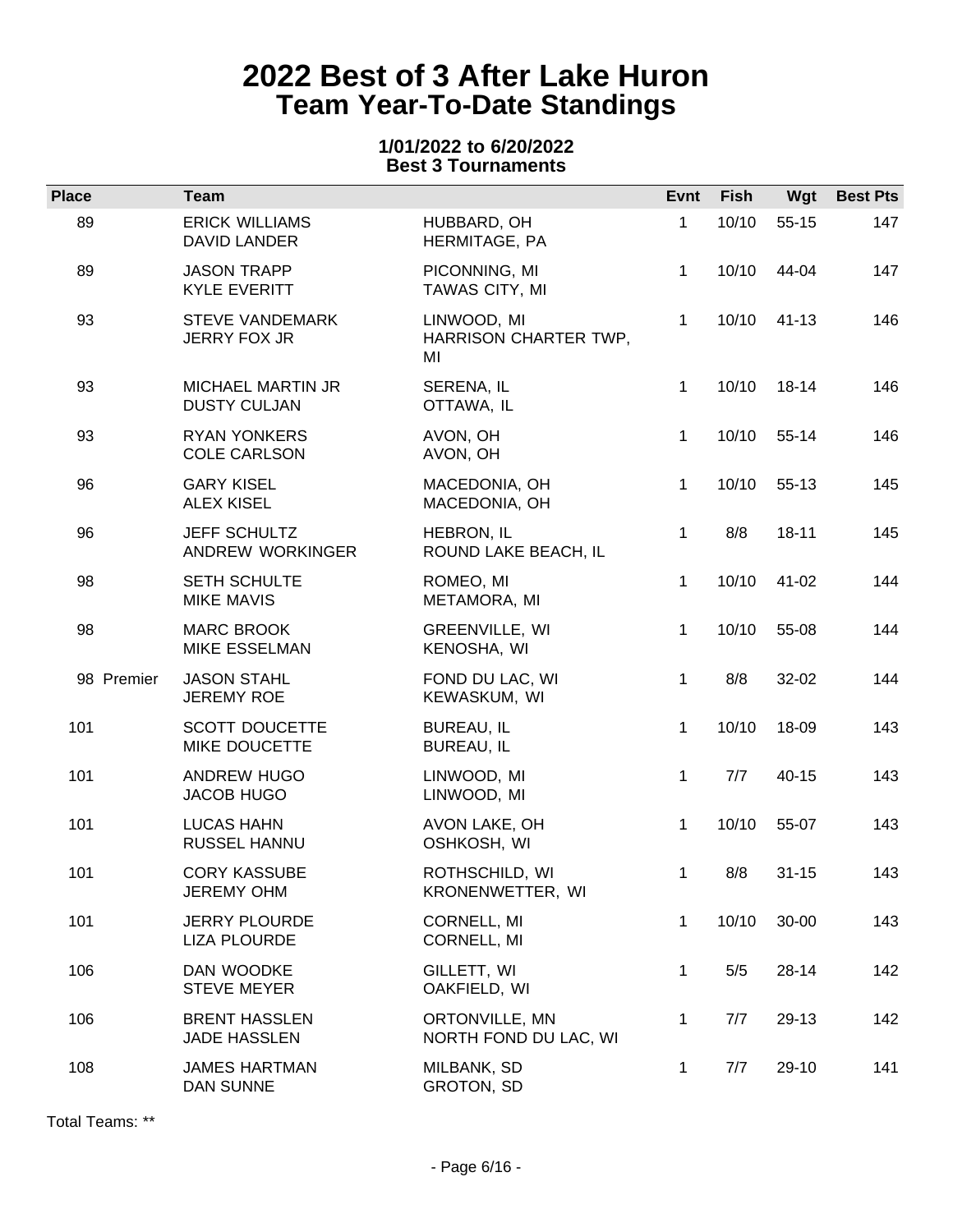# 2022 Best of 3 After Lake Huron
## Team Year-To-Date Standings

**1/01/2022 to 6/20/2022**
**Best 3 Tournaments**

| Place | Team | | Evnt | Fish | Wgt | Best Pts |
|---|---|---|---|---|---|---|
| 89 | ERICK WILLIAMS<br>DAVID LANDER | HUBBARD, OH<br>HERMITAGE, PA | 1 | 10/10 | 55-15 | 147 |
| 89 | JASON TRAPP<br>KYLE EVERITT | PICONNING, MI<br>TAWAS CITY, MI | 1 | 10/10 | 44-04 | 147 |
| 93 | STEVE VANDEMARK<br>JERRY FOX JR | LINWOOD, MI<br>HARRISON CHARTER TWP, MI | 1 | 10/10 | 41-13 | 146 |
| 93 | MICHAEL MARTIN JR<br>DUSTY CULJAN | SERENA, IL<br>OTTAWA, IL | 1 | 10/10 | 18-14 | 146 |
| 93 | RYAN YONKERS<br>COLE CARLSON | AVON, OH<br>AVON, OH | 1 | 10/10 | 55-14 | 146 |
| 96 | GARY KISEL<br>ALEX KISEL | MACEDONIA, OH<br>MACEDONIA, OH | 1 | 10/10 | 55-13 | 145 |
| 96 | JEFF SCHULTZ<br>ANDREW WORKINGER | HEBRON, IL<br>ROUND LAKE BEACH, IL | 1 | 8/8 | 18-11 | 145 |
| 98 | SETH SCHULTE<br>MIKE MAVIS | ROMEO, MI<br>METAMORA, MI | 1 | 10/10 | 41-02 | 144 |
| 98 | MARC BROOK<br>MIKE ESSELMAN | GREENVILLE, WI<br>KENOSHA, WI | 1 | 10/10 | 55-08 | 144 |
| 98 Premier | JASON STAHL<br>JEREMY ROE | FOND DU LAC, WI<br>KEWASKUM, WI | 1 | 8/8 | 32-02 | 144 |
| 101 | SCOTT DOUCETTE<br>MIKE DOUCETTE | BUREAU, IL<br>BUREAU, IL | 1 | 10/10 | 18-09 | 143 |
| 101 | ANDREW HUGO<br>JACOB HUGO | LINWOOD, MI<br>LINWOOD, MI | 1 | 7/7 | 40-15 | 143 |
| 101 | LUCAS HAHN<br>RUSSEL HANNU | AVON LAKE, OH<br>OSHKOSH, WI | 1 | 10/10 | 55-07 | 143 |
| 101 | CORY KASSUBE<br>JEREMY OHM | ROTHSCHILD, WI<br>KRONENWETTER, WI | 1 | 8/8 | 31-15 | 143 |
| 101 | JERRY PLOURDE<br>LIZA PLOURDE | CORNELL, MI<br>CORNELL, MI | 1 | 10/10 | 30-00 | 143 |
| 106 | DAN WOODKE<br>STEVE MEYER | GILLETT, WI<br>OAKFIELD, WI | 1 | 5/5 | 28-14 | 142 |
| 106 | BRENT HASSLEN<br>JADE HASSLEN | ORTONVILLE, MN<br>NORTH FOND DU LAC, WI | 1 | 7/7 | 29-13 | 142 |
| 108 | JAMES HARTMAN<br>DAN SUNNE | MILBANK, SD<br>GROTON, SD | 1 | 7/7 | 29-10 | 141 |

Total Teams: **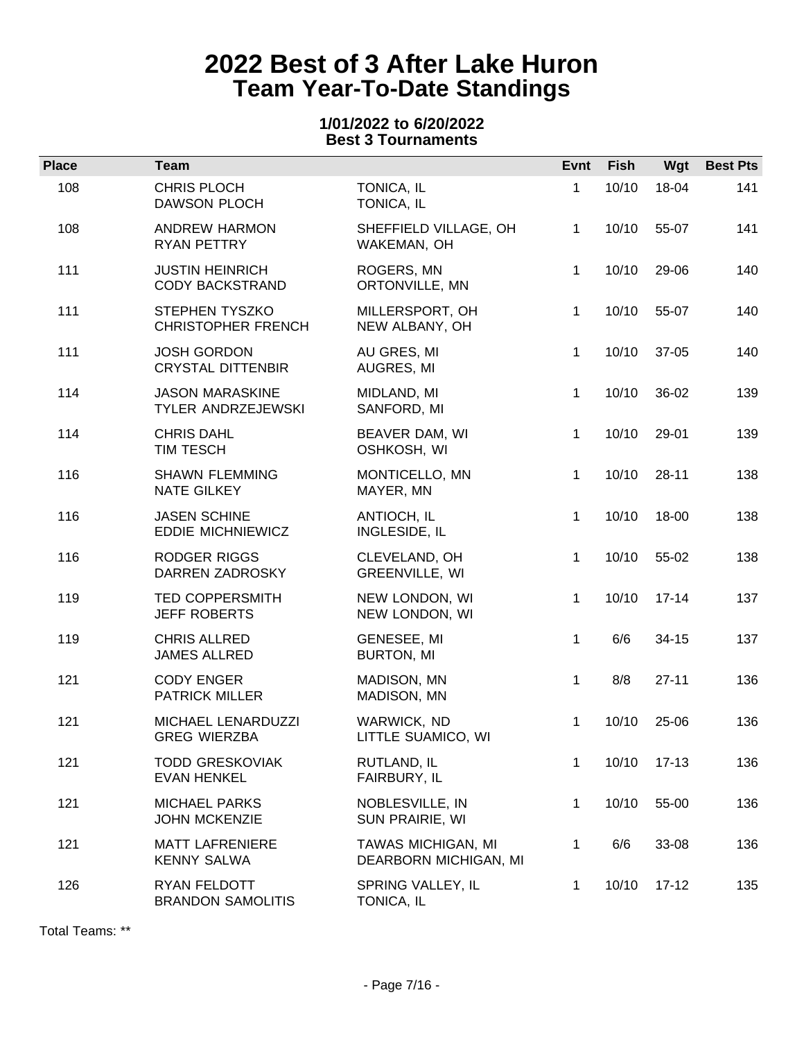# 2022 Best of 3 After Lake Huron
## Team Year-To-Date Standings

**1/01/2022 to 6/20/2022**
**Best 3 Tournaments**

| Place | Team | | Evnt | Fish | Wgt | Best Pts |
|---|---|---|---|---|---|---|
| 108 | CHRIS PLOCH<br>DAWSON PLOCH | TONICA, IL<br>TONICA, IL | 1 | 10/10 | 18-04 | 141 |
| 108 | ANDREW HARMON<br>RYAN PETTRY | SHEFFIELD VILLAGE, OH<br>WAKEMAN, OH | 1 | 10/10 | 55-07 | 141 |
| 111 | JUSTIN HEINRICH<br>CODY BACKSTRAND | ROGERS, MN<br>ORTONVILLE, MN | 1 | 10/10 | 29-06 | 140 |
| 111 | STEPHEN TYSZKO<br>CHRISTOPHER FRENCH | MILLERSPORT, OH<br>NEW ALBANY, OH | 1 | 10/10 | 55-07 | 140 |
| 111 | JOSH GORDON<br>CRYSTAL DITTENBIR | AU GRES, MI<br>AUGRES, MI | 1 | 10/10 | 37-05 | 140 |
| 114 | JASON MARASKINE<br>TYLER ANDRZEJEWSKI | MIDLAND, MI<br>SANFORD, MI | 1 | 10/10 | 36-02 | 139 |
| 114 | CHRIS DAHL<br>TIM TESCH | BEAVER DAM, WI<br>OSHKOSH, WI | 1 | 10/10 | 29-01 | 139 |
| 116 | SHAWN FLEMMING<br>NATE GILKEY | MONTICELLO, MN<br>MAYER, MN | 1 | 10/10 | 28-11 | 138 |
| 116 | JASEN SCHINE<br>EDDIE MICHNIEWICZ | ANTIOCH, IL<br>INGLESIDE, IL | 1 | 10/10 | 18-00 | 138 |
| 116 | RODGER RIGGS<br>DARREN ZADROSKY | CLEVELAND, OH<br>GREENVILLE, WI | 1 | 10/10 | 55-02 | 138 |
| 119 | TED COPPERSMITH<br>JEFF ROBERTS | NEW LONDON, WI<br>NEW LONDON, WI | 1 | 10/10 | 17-14 | 137 |
| 119 | CHRIS ALLRED<br>JAMES ALLRED | GENESEE, MI<br>BURTON, MI | 1 | 6/6 | 34-15 | 137 |
| 121 | CODY ENGER<br>PATRICK MILLER | MADISON, MN<br>MADISON, MN | 1 | 8/8 | 27-11 | 136 |
| 121 | MICHAEL LENARDUZZI<br>GREG WIERZBA | WARWICK, ND<br>LITTLE SUAMICO, WI | 1 | 10/10 | 25-06 | 136 |
| 121 | TODD GRESKOVIAK<br>EVAN HENKEL | RUTLAND, IL<br>FAIRBURY, IL | 1 | 10/10 | 17-13 | 136 |
| 121 | MICHAEL PARKS<br>JOHN MCKENZIE | NOBLESVILLE, IN<br>SUN PRAIRIE, WI | 1 | 10/10 | 55-00 | 136 |
| 121 | MATT LAFRENIERE<br>KENNY SALWA | TAWAS MICHIGAN, MI<br>DEARBORN MICHIGAN, MI | 1 | 6/6 | 33-08 | 136 |
| 126 | RYAN FELDOTT<br>BRANDON SAMOLITIS | SPRING VALLEY, IL<br>TONICA, IL | 1 | 10/10 | 17-12 | 135 |

Total Teams: **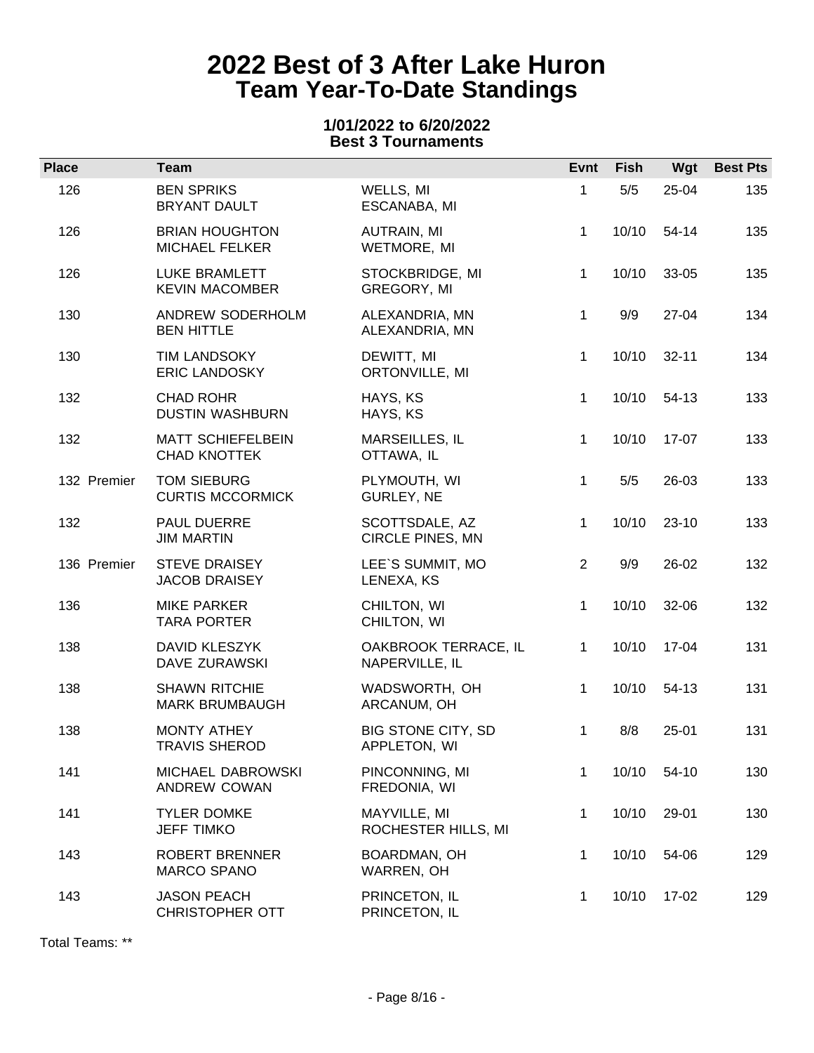# 2022 Best of 3 After Lake Huron
## Team Year-To-Date Standings

**1/01/2022 to 6/20/2022**
**Best 3 Tournaments**

| Place | Team | | Evnt | Fish | Wgt | Best Pts |
|---|---|---|---|---|---|---|
| 126 | BEN SPRIKS<br>BRYANT DAULT | WELLS, MI<br>ESCANABA, MI | 1 | 5/5 | 25-04 | 135 |
| 126 | BRIAN HOUGHTON<br>MICHAEL FELKER | AUTRAIN, MI<br>WETMORE, MI | 1 | 10/10 | 54-14 | 135 |
| 126 | LUKE BRAMLETT<br>KEVIN MACOMBER | STOCKBRIDGE, MI<br>GREGORY, MI | 1 | 10/10 | 33-05 | 135 |
| 130 | ANDREW SODERHOLM<br>BEN HITTLE | ALEXANDRIA, MN<br>ALEXANDRIA, MN | 1 | 9/9 | 27-04 | 134 |
| 130 | TIM LANDSOKY<br>ERIC LANDOSKY | DEWITT, MI<br>ORTONVILLE, MI | 1 | 10/10 | 32-11 | 134 |
| 132 | CHAD ROHR<br>DUSTIN WASHBURN | HAYS, KS<br>HAYS, KS | 1 | 10/10 | 54-13 | 133 |
| 132 | MATT SCHIEFELBEIN<br>CHAD KNOTTEK | MARSEILLES, IL<br>OTTAWA, IL | 1 | 10/10 | 17-07 | 133 |
| 132 Premier | TOM SIEBURG<br>CURTIS MCCORMICK | PLYMOUTH, WI<br>GURLEY, NE | 1 | 5/5 | 26-03 | 133 |
| 132 | PAUL DUERRE<br>JIM MARTIN | SCOTTSDALE, AZ<br>CIRCLE PINES, MN | 1 | 10/10 | 23-10 | 133 |
| 136 Premier | STEVE DRAISEY<br>JACOB DRAISEY | LEE`S SUMMIT, MO<br>LENEXA, KS | 2 | 9/9 | 26-02 | 132 |
| 136 | MIKE PARKER<br>TARA PORTER | CHILTON, WI<br>CHILTON, WI | 1 | 10/10 | 32-06 | 132 |
| 138 | DAVID KLESZYK<br>DAVE ZURAWSKI | OAKBROOK TERRACE, IL<br>NAPERVILLE, IL | 1 | 10/10 | 17-04 | 131 |
| 138 | SHAWN RITCHIE<br>MARK BRUMBAUGH | WADSWORTH, OH<br>ARCANUM, OH | 1 | 10/10 | 54-13 | 131 |
| 138 | MONTY ATHEY<br>TRAVIS SHEROD | BIG STONE CITY, SD<br>APPLETON, WI | 1 | 8/8 | 25-01 | 131 |
| 141 | MICHAEL DABROWSKI<br>ANDREW COWAN | PINCONNING, MI<br>FREDONIA, WI | 1 | 10/10 | 54-10 | 130 |
| 141 | TYLER DOMKE<br>JEFF TIMKO | MAYVILLE, MI<br>ROCHESTER HILLS, MI | 1 | 10/10 | 29-01 | 130 |
| 143 | ROBERT BRENNER<br>MARCO SPANO | BOARDMAN, OH<br>WARREN, OH | 1 | 10/10 | 54-06 | 129 |
| 143 | JASON PEACH<br>CHRISTOPHER OTT | PRINCETON, IL<br>PRINCETON, IL | 1 | 10/10 | 17-02 | 129 |

Total Teams: **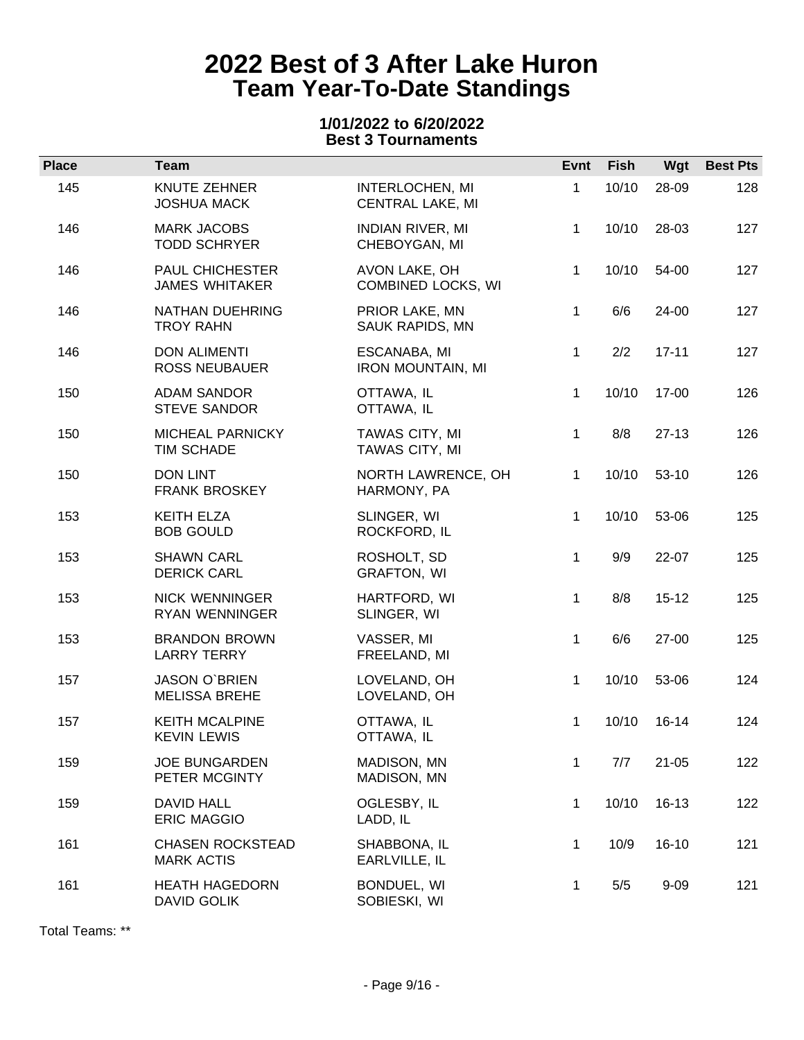# 2022 Best of 3 After Lake Huron
## Team Year-To-Date Standings

**1/01/2022 to 6/20/2022**
**Best 3 Tournaments**

| Place | Team | | Evnt | Fish | Wgt | Best Pts |
|---|---|---|---|---|---|---|
| 145 | KNUTE ZEHNER<br>JOSHUA MACK | INTERLOCHEN, MI<br>CENTRAL LAKE, MI | 1 | 10/10 | 28-09 | 128 |
| 146 | MARK JACOBS<br>TODD SCHRYER | INDIAN RIVER, MI<br>CHEBOYGAN, MI | 1 | 10/10 | 28-03 | 127 |
| 146 | PAUL CHICHESTER<br>JAMES WHITAKER | AVON LAKE, OH<br>COMBINED LOCKS, WI | 1 | 10/10 | 54-00 | 127 |
| 146 | NATHAN DUEHRING<br>TROY RAHN | PRIOR LAKE, MN<br>SAUK RAPIDS, MN | 1 | 6/6 | 24-00 | 127 |
| 146 | DON ALIMENTI<br>ROSS NEUBAUER | ESCANABA, MI<br>IRON MOUNTAIN, MI | 1 | 2/2 | 17-11 | 127 |
| 150 | ADAM SANDOR<br>STEVE SANDOR | OTTAWA, IL<br>OTTAWA, IL | 1 | 10/10 | 17-00 | 126 |
| 150 | MICHEAL PARNICKY<br>TIM SCHADE | TAWAS CITY, MI<br>TAWAS CITY, MI | 1 | 8/8 | 27-13 | 126 |
| 150 | DON LINT<br>FRANK BROSKEY | NORTH LAWRENCE, OH<br>HARMONY, PA | 1 | 10/10 | 53-10 | 126 |
| 153 | KEITH ELZA<br>BOB GOULD | SLINGER, WI<br>ROCKFORD, IL | 1 | 10/10 | 53-06 | 125 |
| 153 | SHAWN CARL<br>DERICK CARL | ROSHOLT, SD<br>GRAFTON, WI | 1 | 9/9 | 22-07 | 125 |
| 153 | NICK WENNINGER<br>RYAN WENNINGER | HARTFORD, WI<br>SLINGER, WI | 1 | 8/8 | 15-12 | 125 |
| 153 | BRANDON BROWN<br>LARRY TERRY | VASSER, MI<br>FREELAND, MI | 1 | 6/6 | 27-00 | 125 |
| 157 | JASON O`BRIEN<br>MELISSA BREHE | LOVELAND, OH<br>LOVELAND, OH | 1 | 10/10 | 53-06 | 124 |
| 157 | KEITH MCALPINE<br>KEVIN LEWIS | OTTAWA, IL<br>OTTAWA, IL | 1 | 10/10 | 16-14 | 124 |
| 159 | JOE BUNGARDEN<br>PETER MCGINTY | MADISON, MN<br>MADISON, MN | 1 | 7/7 | 21-05 | 122 |
| 159 | DAVID HALL<br>ERIC MAGGIO | OGLESBY, IL<br>LADD, IL | 1 | 10/10 | 16-13 | 122 |
| 161 | CHASEN ROCKSTEAD<br>MARK ACTIS | SHABBONA, IL<br>EARLVILLE, IL | 1 | 10/9 | 16-10 | 121 |
| 161 | HEATH HAGEDORN<br>DAVID GOLIK | BONDUEL, WI<br>SOBIESKI, WI | 1 | 5/5 | 9-09 | 121 |

Total Teams: **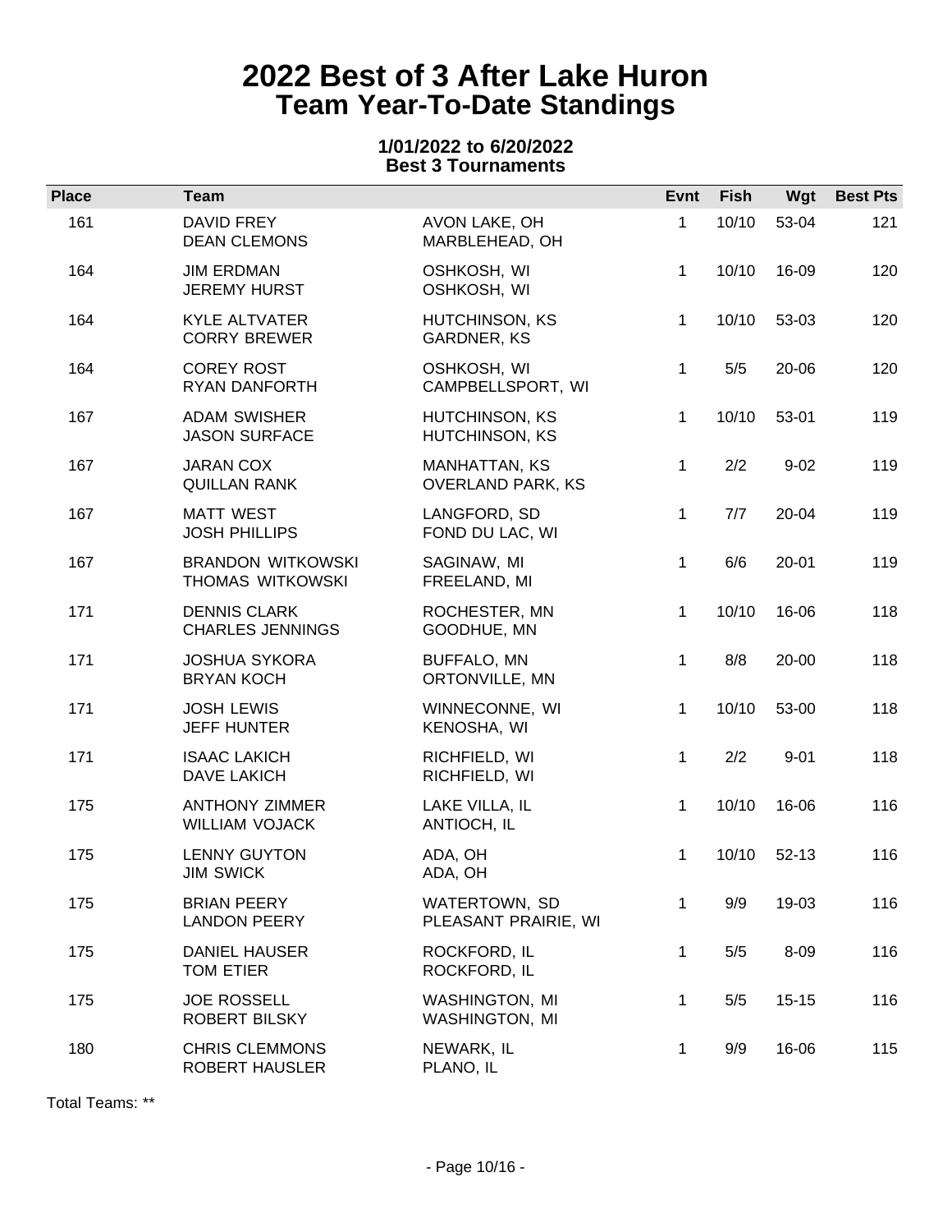# 2022 Best of 3 After Lake Huron
# Team Year-To-Date Standings

### 1/01/2022 to 6/20/2022
### Best 3 Tournaments

| Place | Team | | Evnt | Fish | Wgt | Best Pts |
|---|---|---|---|---|---|---|
| 161 | DAVID FREY<br>DEAN CLEMONS | AVON LAKE, OH<br>MARBLEHEAD, OH | 1 | 10/10 | 53-04 | 121 |
| 164 | JIM ERDMAN<br>JEREMY HURST | OSHKOSH, WI<br>OSHKOSH, WI | 1 | 10/10 | 16-09 | 120 |
| 164 | KYLE ALTVATER<br>CORRY BREWER | HUTCHINSON, KS<br>GARDNER, KS | 1 | 10/10 | 53-03 | 120 |
| 164 | COREY ROST<br>RYAN DANFORTH | OSHKOSH, WI<br>CAMPBELLSPORT, WI | 1 | 5/5 | 20-06 | 120 |
| 167 | ADAM SWISHER<br>JASON SURFACE | HUTCHINSON, KS<br>HUTCHINSON, KS | 1 | 10/10 | 53-01 | 119 |
| 167 | JARAN COX<br>QUILLAN RANK | MANHATTAN, KS<br>OVERLAND PARK, KS | 1 | 2/2 | 9-02 | 119 |
| 167 | MATT WEST<br>JOSH PHILLIPS | LANGFORD, SD<br>FOND DU LAC, WI | 1 | 7/7 | 20-04 | 119 |
| 167 | BRANDON WITKOWSKI<br>THOMAS WITKOWSKI | SAGINAW, MI<br>FREELAND, MI | 1 | 6/6 | 20-01 | 119 |
| 171 | DENNIS CLARK<br>CHARLES JENNINGS | ROCHESTER, MN<br>GOODHUE, MN | 1 | 10/10 | 16-06 | 118 |
| 171 | JOSHUA SYKORA<br>BRYAN KOCH | BUFFALO, MN<br>ORTONVILLE, MN | 1 | 8/8 | 20-00 | 118 |
| 171 | JOSH LEWIS<br>JEFF HUNTER | WINNECONNE, WI<br>KENOSHA, WI | 1 | 10/10 | 53-00 | 118 |
| 171 | ISAAC LAKICH<br>DAVE LAKICH | RICHFIELD, WI<br>RICHFIELD, WI | 1 | 2/2 | 9-01 | 118 |
| 175 | ANTHONY ZIMMER<br>WILLIAM VOJACK | LAKE VILLA, IL<br>ANTIOCH, IL | 1 | 10/10 | 16-06 | 116 |
| 175 | LENNY GUYTON<br>JIM SWICK | ADA, OH<br>ADA, OH | 1 | 10/10 | 52-13 | 116 |
| 175 | BRIAN PEERY<br>LANDON PEERY | WATERTOWN, SD<br>PLEASANT PRAIRIE, WI | 1 | 9/9 | 19-03 | 116 |
| 175 | DANIEL HAUSER<br>TOM ETIER | ROCKFORD, IL<br>ROCKFORD, IL | 1 | 5/5 | 8-09 | 116 |
| 175 | JOE ROSSELL<br>ROBERT BILSKY | WASHINGTON, MI<br>WASHINGTON, MI | 1 | 5/5 | 15-15 | 116 |
| 180 | CHRIS CLEMMONS<br>ROBERT HAUSLER | NEWARK, IL<br>PLANO, IL | 1 | 9/9 | 16-06 | 115 |

Total Teams: **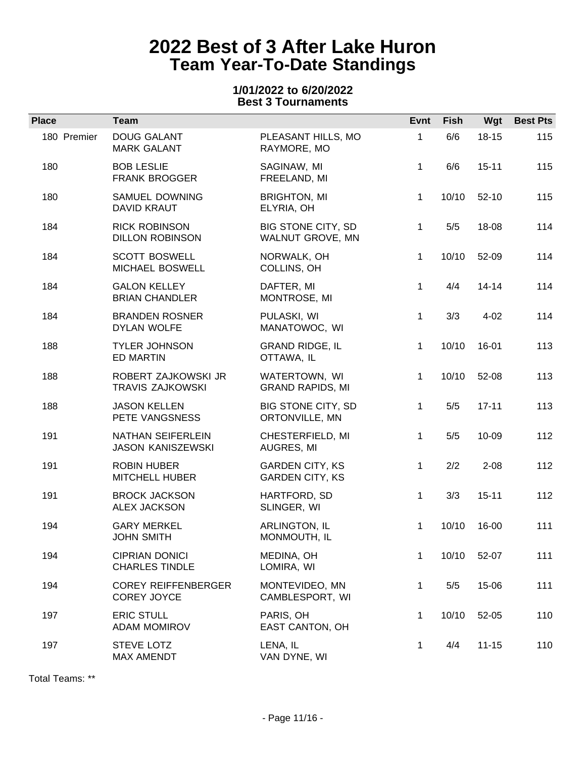# 2022 Best of 3 After Lake Huron
## Team Year-To-Date Standings

**1/01/2022 to 6/20/2022**
**Best 3 Tournaments**

| Place | Team | | Evnt | Fish | Wgt | Best Pts |
|---|---|---|---|---|---|---|
| 180 Premier | DOUG GALANT<br>MARK GALANT | PLEASANT HILLS, MO<br>RAYMORE, MO | 1 | 6/6 | 18-15 | 115 |
| 180 | BOB LESLIE<br>FRANK BROGGER | SAGINAW, MI<br>FREELAND, MI | 1 | 6/6 | 15-11 | 115 |
| 180 | SAMUEL DOWNING<br>DAVID KRAUT | BRIGHTON, MI<br>ELYRIA, OH | 1 | 10/10 | 52-10 | 115 |
| 184 | RICK ROBINSON<br>DILLON ROBINSON | BIG STONE CITY, SD<br>WALNUT GROVE, MN | 1 | 5/5 | 18-08 | 114 |
| 184 | SCOTT BOSWELL<br>MICHAEL BOSWELL | NORWALK, OH<br>COLLINS, OH | 1 | 10/10 | 52-09 | 114 |
| 184 | GALON KELLEY<br>BRIAN CHANDLER | DAFTER, MI<br>MONTROSE, MI | 1 | 4/4 | 14-14 | 114 |
| 184 | BRANDEN ROSNER<br>DYLAN WOLFE | PULASKI, WI<br>MANATOWOC, WI | 1 | 3/3 | 4-02 | 114 |
| 188 | TYLER JOHNSON<br>ED MARTIN | GRAND RIDGE, IL<br>OTTAWA, IL | 1 | 10/10 | 16-01 | 113 |
| 188 | ROBERT ZAJKOWSKI JR<br>TRAVIS ZAJKOWSKI | WATERTOWN, WI<br>GRAND RAPIDS, MI | 1 | 10/10 | 52-08 | 113 |
| 188 | JASON KELLEN<br>PETE VANGSNESS | BIG STONE CITY, SD<br>ORTONVILLE, MN | 1 | 5/5 | 17-11 | 113 |
| 191 | NATHAN SEIFERLEIN<br>JASON KANISZEWSKI | CHESTERFIELD, MI<br>AUGRES, MI | 1 | 5/5 | 10-09 | 112 |
| 191 | ROBIN HUBER<br>MITCHELL HUBER | GARDEN CITY, KS<br>GARDEN CITY, KS | 1 | 2/2 | 2-08 | 112 |
| 191 | BROCK JACKSON<br>ALEX JACKSON | HARTFORD, SD<br>SLINGER, WI | 1 | 3/3 | 15-11 | 112 |
| 194 | GARY MERKEL<br>JOHN SMITH | ARLINGTON, IL<br>MONMOUTH, IL | 1 | 10/10 | 16-00 | 111 |
| 194 | CIPRIAN DONICI<br>CHARLES TINDLE | MEDINA, OH<br>LOMIRA, WI | 1 | 10/10 | 52-07 | 111 |
| 194 | COREY REIFFENBERGER<br>COREY JOYCE | MONTEVIDEO, MN<br>CAMBLESPORT, WI | 1 | 5/5 | 15-06 | 111 |
| 197 | ERIC STULL<br>ADAM MOMIROV | PARIS, OH<br>EAST CANTON, OH | 1 | 10/10 | 52-05 | 110 |
| 197 | STEVE LOTZ<br>MAX AMENDT | LENA, IL<br>VAN DYNE, WI | 1 | 4/4 | 11-15 | 110 |

Total Teams: **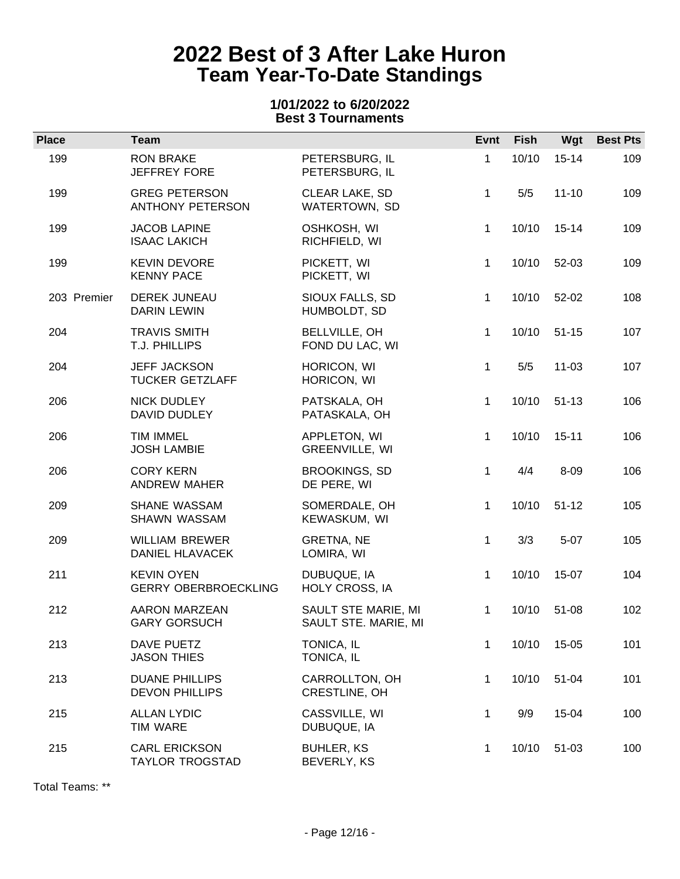# 2022 Best of 3 After Lake Huron
## Team Year-To-Date Standings

**1/01/2022 to 6/20/2022**
**Best 3 Tournaments**

| Place | Team | | Evnt | Fish | Wgt | Best Pts |
|---|---|---|---|---|---|---|
| 199 | RON BRAKE<br>JEFFREY FORE | PETERSBURG, IL<br>PETERSBURG, IL | 1 | 10/10 | 15-14 | 109 |
| 199 | GREG PETERSON<br>ANTHONY PETERSON | CLEAR LAKE, SD<br>WATERTOWN, SD | 1 | 5/5 | 11-10 | 109 |
| 199 | JACOB LAPINE<br>ISAAC LAKICH | OSHKOSH, WI<br>RICHFIELD, WI | 1 | 10/10 | 15-14 | 109 |
| 199 | KEVIN DEVORE<br>KENNY PACE | PICKETT, WI<br>PICKETT, WI | 1 | 10/10 | 52-03 | 109 |
| 203 Premier | DEREK JUNEAU<br>DARIN LEWIN | SIOUX FALLS, SD<br>HUMBOLDT, SD | 1 | 10/10 | 52-02 | 108 |
| 204 | TRAVIS SMITH<br>T.J. PHILLIPS | BELLVILLE, OH<br>FOND DU LAC, WI | 1 | 10/10 | 51-15 | 107 |
| 204 | JEFF JACKSON<br>TUCKER GETZLAFF | HORICON, WI<br>HORICON, WI | 1 | 5/5 | 11-03 | 107 |
| 206 | NICK DUDLEY<br>DAVID DUDLEY | PATSKALA, OH<br>PATASKALA, OH | 1 | 10/10 | 51-13 | 106 |
| 206 | TIM IMMEL<br>JOSH LAMBIE | APPLETON, WI<br>GREENVILLE, WI | 1 | 10/10 | 15-11 | 106 |
| 206 | CORY KERN<br>ANDREW MAHER | BROOKINGS, SD<br>DE PERE, WI | 1 | 4/4 | 8-09 | 106 |
| 209 | SHANE WASSAM<br>SHAWN WASSAM | SOMERDALE, OH<br>KEWASKUM, WI | 1 | 10/10 | 51-12 | 105 |
| 209 | WILLIAM BREWER<br>DANIEL HLAVACEK | GRETNA, NE<br>LOMIRA, WI | 1 | 3/3 | 5-07 | 105 |
| 211 | KEVIN OYEN<br>GERRY OBERBROECKLING | DUBUQUE, IA<br>HOLY CROSS, IA | 1 | 10/10 | 15-07 | 104 |
| 212 | AARON MARZEAN<br>GARY GORSUCH | SAULT STE MARIE, MI<br>SAULT STE. MARIE, MI | 1 | 10/10 | 51-08 | 102 |
| 213 | DAVE PUETZ<br>JASON THIES | TONICA, IL<br>TONICA, IL | 1 | 10/10 | 15-05 | 101 |
| 213 | DUANE PHILLIPS<br>DEVON PHILLIPS | CARROLLTON, OH<br>CRESTLINE, OH | 1 | 10/10 | 51-04 | 101 |
| 215 | ALLAN LYDIC<br>TIM WARE | CASSVILLE, WI<br>DUBUQUE, IA | 1 | 9/9 | 15-04 | 100 |
| 215 | CARL ERICKSON<br>TAYLOR TROGSTAD | BUHLER, KS<br>BEVERLY, KS | 1 | 10/10 | 51-03 | 100 |

Total Teams: **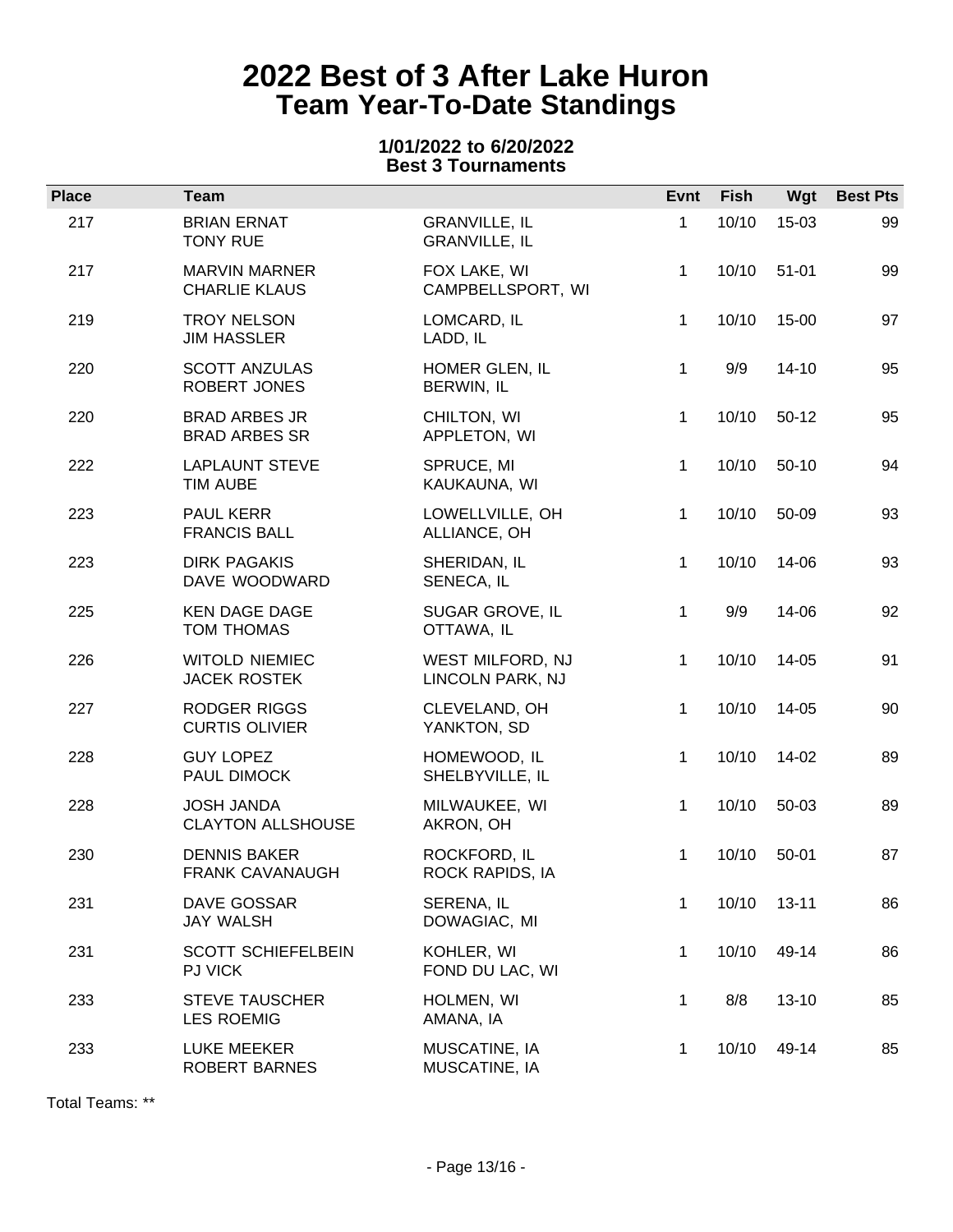# 2022 Best of 3 After Lake Huron
## Team Year-To-Date Standings

**1/01/2022 to 6/20/2022**
**Best 3 Tournaments**

| Place | Team | | Evnt | Fish | Wgt | Best Pts |
|---|---|---|---|---|---|---|
| 217 | BRIAN ERNAT<br>TONY RUE | GRANVILLE, IL<br>GRANVILLE, IL | 1 | 10/10 | 15-03 | 99 |
| 217 | MARVIN MARNER<br>CHARLIE KLAUS | FOX LAKE, WI<br>CAMPBELLSPORT, WI | 1 | 10/10 | 51-01 | 99 |
| 219 | TROY NELSON<br>JIM HASSLER | LOMCARD, IL<br>LADD, IL | 1 | 10/10 | 15-00 | 97 |
| 220 | SCOTT ANZULAS<br>ROBERT JONES | HOMER GLEN, IL<br>BERWIN, IL | 1 | 9/9 | 14-10 | 95 |
| 220 | BRAD ARBES JR<br>BRAD ARBES SR | CHILTON, WI<br>APPLETON, WI | 1 | 10/10 | 50-12 | 95 |
| 222 | LAPLAUNT STEVE<br>TIM AUBE | SPRUCE, MI<br>KAUKAUNA, WI | 1 | 10/10 | 50-10 | 94 |
| 223 | PAUL KERR<br>FRANCIS BALL | LOWELLVILLE, OH<br>ALLIANCE, OH | 1 | 10/10 | 50-09 | 93 |
| 223 | DIRK PAGAKIS<br>DAVE WOODWARD | SHERIDAN, IL<br>SENECA, IL | 1 | 10/10 | 14-06 | 93 |
| 225 | KEN DAGE DAGE<br>TOM THOMAS | SUGAR GROVE, IL<br>OTTAWA, IL | 1 | 9/9 | 14-06 | 92 |
| 226 | WITOLD NIEMIEC<br>JACEK ROSTEK | WEST MILFORD, NJ<br>LINCOLN PARK, NJ | 1 | 10/10 | 14-05 | 91 |
| 227 | RODGER RIGGS<br>CURTIS OLIVIER | CLEVELAND, OH<br>YANKTON, SD | 1 | 10/10 | 14-05 | 90 |
| 228 | GUY LOPEZ<br>PAUL DIMOCK | HOMEWOOD, IL<br>SHELBYVILLE, IL | 1 | 10/10 | 14-02 | 89 |
| 228 | JOSH JANDA<br>CLAYTON ALLSHOUSE | MILWAUKEE, WI<br>AKRON, OH | 1 | 10/10 | 50-03 | 89 |
| 230 | DENNIS BAKER<br>FRANK CAVANAUGH | ROCKFORD, IL<br>ROCK RAPIDS, IA | 1 | 10/10 | 50-01 | 87 |
| 231 | DAVE GOSSAR<br>JAY WALSH | SERENA, IL<br>DOWAGIAC, MI | 1 | 10/10 | 13-11 | 86 |
| 231 | SCOTT SCHIEFELBEIN<br>PJ VICK | KOHLER, WI<br>FOND DU LAC, WI | 1 | 10/10 | 49-14 | 86 |
| 233 | STEVE TAUSCHER<br>LES ROEMIG | HOLMEN, WI<br>AMANA, IA | 1 | 8/8 | 13-10 | 85 |
| 233 | LUKE MEEKER<br>ROBERT BARNES | MUSCATINE, IA<br>MUSCATINE, IA | 1 | 10/10 | 49-14 | 85 |

Total Teams: **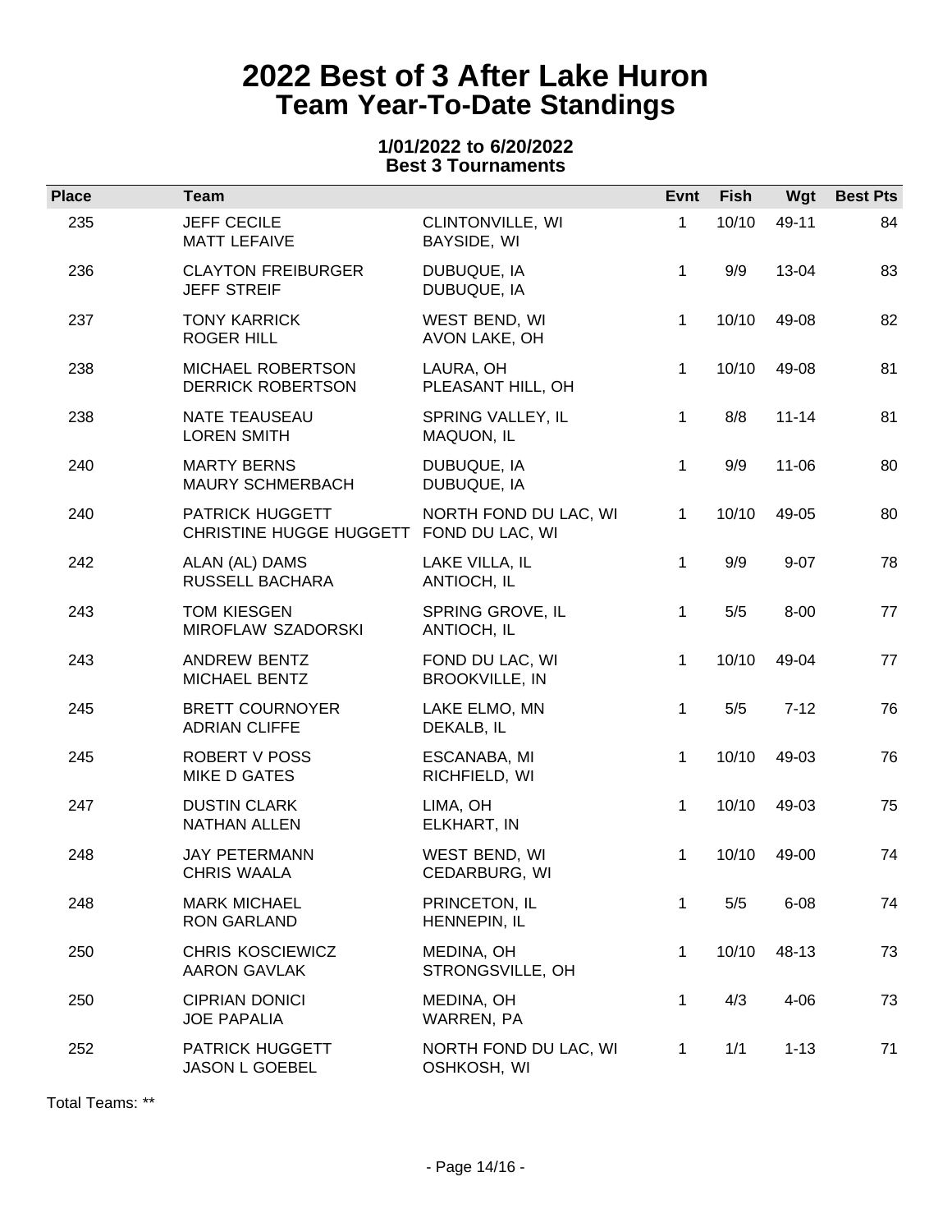# 2022 Best of 3 After Lake Huron
## Team Year-To-Date Standings

**1/01/2022 to 6/20/2022**
**Best 3 Tournaments**

| Place | Team | | Evnt | Fish | Wgt | Best Pts |
|---|---|---|---|---|---|---|
| 235 | JEFF CECILE<br>MATT LEFAIVE | CLINTONVILLE, WI<br>BAYSIDE, WI | 1 | 10/10 | 49-11 | 84 |
| 236 | CLAYTON FREIBURGER<br>JEFF STREIF | DUBUQUE, IA<br>DUBUQUE, IA | 1 | 9/9 | 13-04 | 83 |
| 237 | TONY KARRICK<br>ROGER HILL | WEST BEND, WI<br>AVON LAKE, OH | 1 | 10/10 | 49-08 | 82 |
| 238 | MICHAEL ROBERTSON<br>DERRICK ROBERTSON | LAURA, OH<br>PLEASANT HILL, OH | 1 | 10/10 | 49-08 | 81 |
| 238 | NATE TEAUSEAU<br>LOREN SMITH | SPRING VALLEY, IL<br>MAQUON, IL | 1 | 8/8 | 11-14 | 81 |
| 240 | MARTY BERNS<br>MAURY SCHMERBACH | DUBUQUE, IA<br>DUBUQUE, IA | 1 | 9/9 | 11-06 | 80 |
| 240 | PATRICK HUGGETT<br>CHRISTINE HUGGE HUGGETT | NORTH FOND DU LAC, WI<br>FOND DU LAC, WI | 1 | 10/10 | 49-05 | 80 |
| 242 | ALAN (AL) DAMS<br>RUSSELL BACHARA | LAKE VILLA, IL<br>ANTIOCH, IL | 1 | 9/9 | 9-07 | 78 |
| 243 | TOM KIESGEN<br>MIROFLAW SZADORSKI | SPRING GROVE, IL<br>ANTIOCH, IL | 1 | 5/5 | 8-00 | 77 |
| 243 | ANDREW BENTZ<br>MICHAEL BENTZ | FOND DU LAC, WI<br>BROOKVILLE, IN | 1 | 10/10 | 49-04 | 77 |
| 245 | BRETT COURNOYER<br>ADRIAN CLIFFE | LAKE ELMO, MN<br>DEKALB, IL | 1 | 5/5 | 7-12 | 76 |
| 245 | ROBERT V POSS<br>MIKE D GATES | ESCANABA, MI<br>RICHFIELD, WI | 1 | 10/10 | 49-03 | 76 |
| 247 | DUSTIN CLARK<br>NATHAN ALLEN | LIMA, OH<br>ELKHART, IN | 1 | 10/10 | 49-03 | 75 |
| 248 | JAY PETERMANN<br>CHRIS WAALA | WEST BEND, WI<br>CEDARBURG, WI | 1 | 10/10 | 49-00 | 74 |
| 248 | MARK MICHAEL<br>RON GARLAND | PRINCETON, IL<br>HENNEPIN, IL | 1 | 5/5 | 6-08 | 74 |
| 250 | CHRIS KOSCIEWICZ<br>AARON GAVLAK | MEDINA, OH<br>STRONGSVILLE, OH | 1 | 10/10 | 48-13 | 73 |
| 250 | CIPRIAN DONICI<br>JOE PAPALIA | MEDINA, OH<br>WARREN, PA | 1 | 4/3 | 4-06 | 73 |
| 252 | PATRICK HUGGETT<br>JASON L GOEBEL | NORTH FOND DU LAC, WI<br>OSHKOSH, WI | 1 | 1/1 | 1-13 | 71 |

Total Teams: **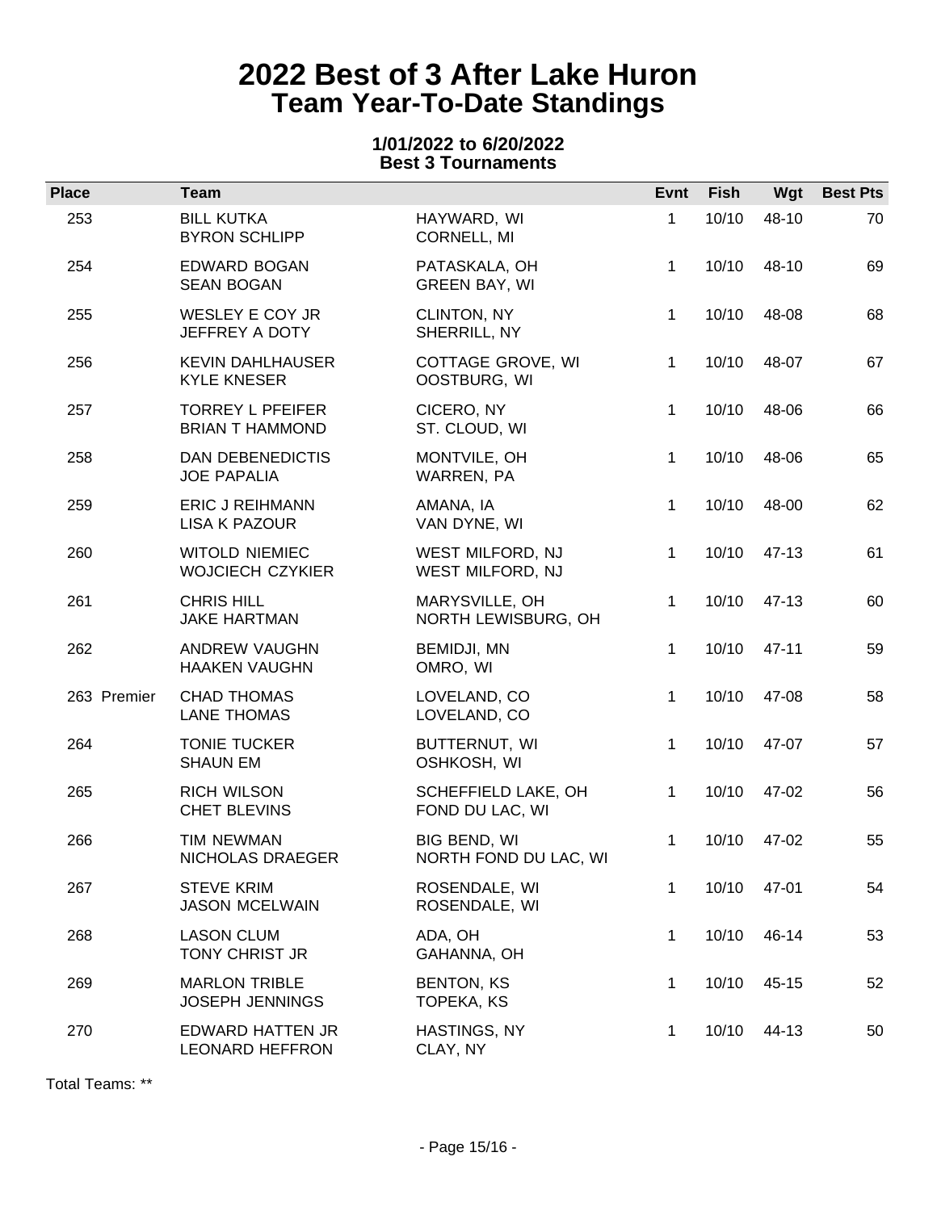# 2022 Best of 3 After Lake Huron
## Team Year-To-Date Standings

**1/01/2022 to 6/20/2022**
**Best 3 Tournaments**

| Place | Team | | Evnt | Fish | Wgt | Best Pts |
|---|---|---|---|---|---|---|
| 253 | BILL KUTKA<br>BYRON SCHLIPP | HAYWARD, WI<br>CORNELL, MI | 1 | 10/10 | 48-10 | 70 |
| 254 | EDWARD BOGAN<br>SEAN BOGAN | PATASKALA, OH<br>GREEN BAY, WI | 1 | 10/10 | 48-10 | 69 |
| 255 | WESLEY E COY JR<br>JEFFREY A DOTY | CLINTON, NY<br>SHERRILL, NY | 1 | 10/10 | 48-08 | 68 |
| 256 | KEVIN DAHLHAUSER<br>KYLE KNESER | COTTAGE GROVE, WI<br>OOSTBURG, WI | 1 | 10/10 | 48-07 | 67 |
| 257 | TORREY L PFEIFER<br>BRIAN T HAMMOND | CICERO, NY<br>ST. CLOUD, WI | 1 | 10/10 | 48-06 | 66 |
| 258 | DAN DEBENEDICTIS<br>JOE PAPALIA | MONTVILE, OH<br>WARREN, PA | 1 | 10/10 | 48-06 | 65 |
| 259 | ERIC J REIHMANN<br>LISA K PAZOUR | AMANA, IA<br>VAN DYNE, WI | 1 | 10/10 | 48-00 | 62 |
| 260 | WITOLD NIEMIEC<br>WOJCIECH CZYKIER | WEST MILFORD, NJ<br>WEST MILFORD, NJ | 1 | 10/10 | 47-13 | 61 |
| 261 | CHRIS HILL<br>JAKE HARTMAN | MARYSVILLE, OH<br>NORTH LEWISBURG, OH | 1 | 10/10 | 47-13 | 60 |
| 262 | ANDREW VAUGHN<br>HAAKEN VAUGHN | BEMIDJI, MN<br>OMRO, WI | 1 | 10/10 | 47-11 | 59 |
| 263 Premier | CHAD THOMAS<br>LANE THOMAS | LOVELAND, CO<br>LOVELAND, CO | 1 | 10/10 | 47-08 | 58 |
| 264 | TONIE TUCKER<br>SHAUN EM | BUTTERNUT, WI<br>OSHKOSH, WI | 1 | 10/10 | 47-07 | 57 |
| 265 | RICH WILSON<br>CHET BLEVINS | SCHEFFIELD LAKE, OH<br>FOND DU LAC, WI | 1 | 10/10 | 47-02 | 56 |
| 266 | TIM NEWMAN<br>NICHOLAS DRAEGER | BIG BEND, WI<br>NORTH FOND DU LAC, WI | 1 | 10/10 | 47-02 | 55 |
| 267 | STEVE KRIM<br>JASON MCELWAIN | ROSENDALE, WI<br>ROSENDALE, WI | 1 | 10/10 | 47-01 | 54 |
| 268 | LASON CLUM<br>TONY CHRIST JR | ADA, OH<br>GAHANNA, OH | 1 | 10/10 | 46-14 | 53 |
| 269 | MARLON TRIBLE<br>JOSEPH JENNINGS | BENTON, KS<br>TOPEKA, KS | 1 | 10/10 | 45-15 | 52 |
| 270 | EDWARD HATTEN JR<br>LEONARD HEFFRON | HASTINGS, NY<br>CLAY, NY | 1 | 10/10 | 44-13 | 50 |

Total Teams: **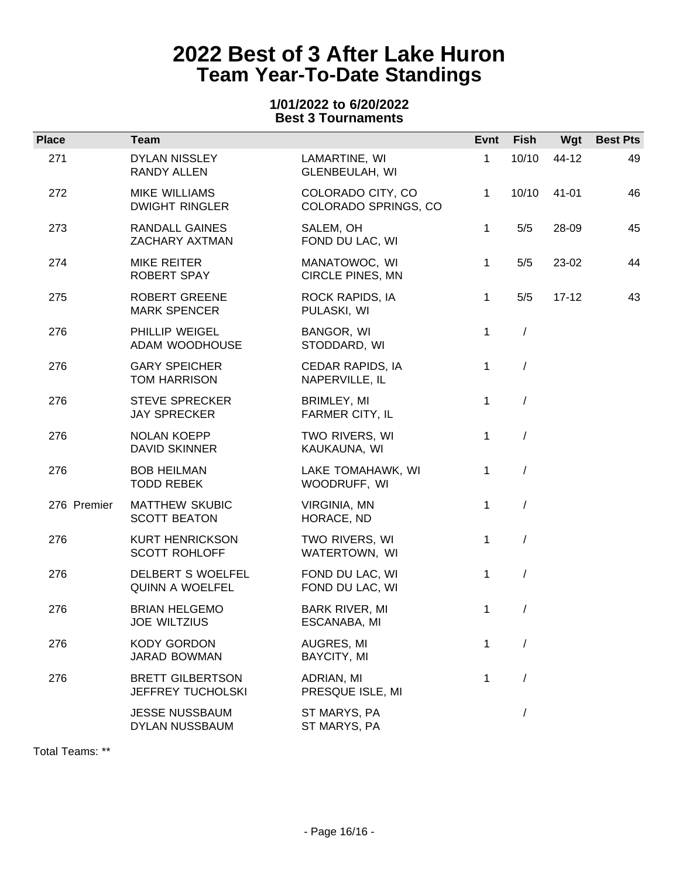# 2022 Best of 3 After Lake Huron
## Team Year-To-Date Standings

**1/01/2022 to 6/20/2022**
**Best 3 Tournaments**

| Place | Team | | Evnt | Fish | Wgt | Best Pts |
|---|---|---|---|---|---|---|
| 271 | DYLAN NISSLEY<br>RANDY ALLEN | LAMARTINE, WI<br>GLENBEULAH, WI | 1 | 10/10 | 44-12 | 49 |
| 272 | MIKE WILLIAMS<br>DWIGHT RINGLER | COLORADO CITY, CO<br>COLORADO SPRINGS, CO | 1 | 10/10 | 41-01 | 46 |
| 273 | RANDALL GAINES<br>ZACHARY AXTMAN | SALEM, OH<br>FOND DU LAC, WI | 1 | 5/5 | 28-09 | 45 |
| 274 | MIKE REITER<br>ROBERT SPAY | MANATOWOC, WI<br>CIRCLE PINES, MN | 1 | 5/5 | 23-02 | 44 |
| 275 | ROBERT GREENE<br>MARK SPENCER | ROCK RAPIDS, IA<br>PULASKI, WI | 1 | 5/5 | 17-12 | 43 |
| 276 | PHILLIP WEIGEL<br>ADAM WOODHOUSE | BANGOR, WI<br>STODDARD, WI | 1 | / | | |
| 276 | GARY SPEICHER<br>TOM HARRISON | CEDAR RAPIDS, IA<br>NAPERVILLE, IL | 1 | / | | |
| 276 | STEVE SPRECKER<br>JAY SPRECKER | BRIMLEY, MI<br>FARMER CITY, IL | 1 | / | | |
| 276 | NOLAN KOEPP<br>DAVID SKINNER | TWO RIVERS, WI<br>KAUKAUNA, WI | 1 | / | | |
| 276 | BOB HEILMAN<br>TODD REBEK | LAKE TOMAHAWK, WI<br>WOODRUFF, WI | 1 | / | | |
| 276 Premier | MATTHEW SKUBIC<br>SCOTT BEATON | VIRGINIA, MN<br>HORACE, ND | 1 | / | | |
| 276 | KURT HENRICKSON<br>SCOTT ROHLOFF | TWO RIVERS, WI<br>WATERTOWN, WI | 1 | / | | |
| 276 | DELBERT S WOELFEL<br>QUINN A WOELFEL | FOND DU LAC, WI<br>FOND DU LAC, WI | 1 | / | | |
| 276 | BRIAN HELGEMO<br>JOE WILTZIUS | BARK RIVER, MI<br>ESCANABA, MI | 1 | / | | |
| 276 | KODY GORDON<br>JARAD BOWMAN | AUGRES, MI<br>BAYCITY, MI | 1 | / | | |
| 276 | BRETT GILBERTSON<br>JEFFREY TUCHOLSKI | ADRIAN, MI<br>PRESQUE ISLE, MI | 1 | / | | |
| | JESSE NUSSBAUM<br>DYLAN NUSSBAUM | ST MARYS, PA<br>ST MARYS, PA | | / | | |

Total Teams: **